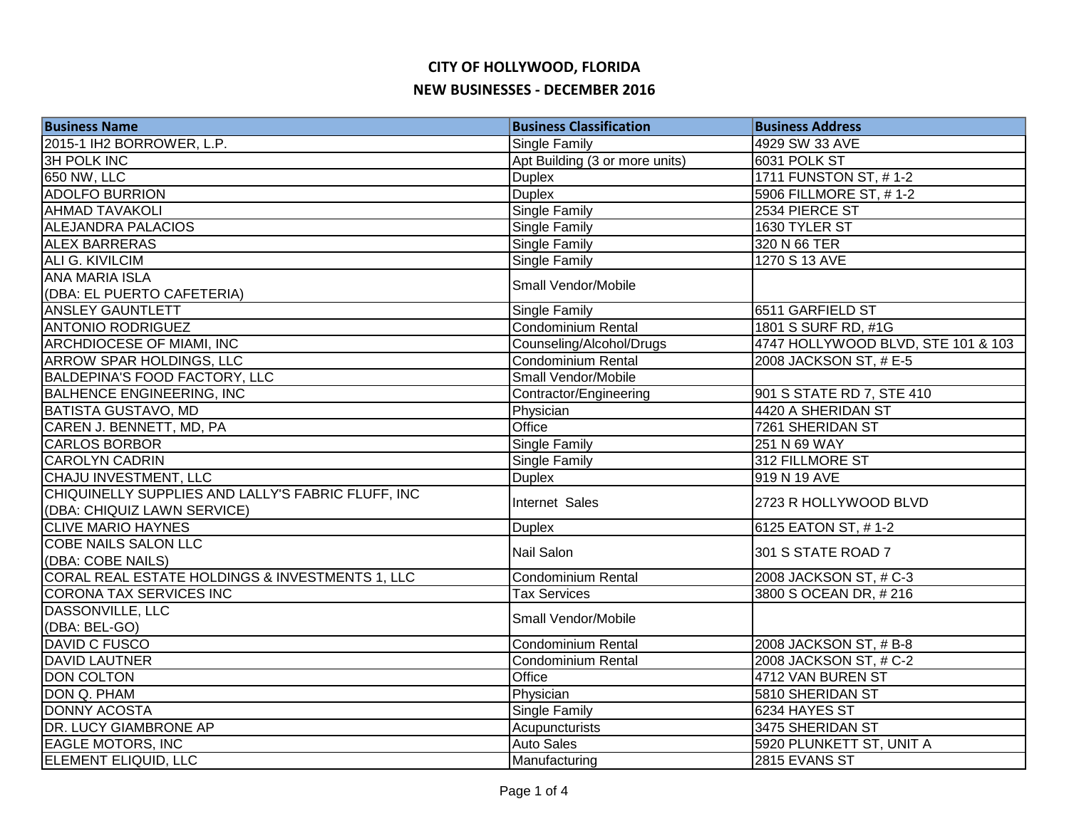# CITY OF HOLLYWOOD, FLORIDA

## NEW BUSINESSES - DECEMBER 2016

| Business Name | Business Classification | Business Address |
|---|---|---|
| 2015-1 IH2 BORROWER, L.P. | Single Family | 4929 SW 33 AVE |
| 3H POLK INC | Apt Building (3 or more units) | 6031 POLK ST |
| 650 NW, LLC | Duplex | 1711 FUNSTON ST, # 1-2 |
| ADOLFO BURRION | Duplex | 5906 FILLMORE ST, # 1-2 |
| AHMAD TAVAKOLI | Single Family | 2534 PIERCE ST |
| ALEJANDRA PALACIOS | Single Family | 1630 TYLER ST |
| ALEX BARRERAS | Single Family | 320 N 66 TER |
| ALI G. KIVILCIM | Single Family | 1270 S 13 AVE |
| ANA MARIA ISLA (DBA: EL PUERTO CAFETERIA) | Small Vendor/Mobile | |
| ANSLEY GAUNTLETT | Single Family | 6511 GARFIELD ST |
| ANTONIO RODRIGUEZ | Condominium Rental | 1801 S SURF RD, #1G |
| ARCHDIOCESE OF MIAMI, INC | Counseling/Alcohol/Drugs | 4747 HOLLYWOOD BLVD, STE 101 & 103 |
| ARROW SPAR HOLDINGS, LLC | Condominium Rental | 2008 JACKSON ST, # E-5 |
| BALDEPINA'S FOOD FACTORY, LLC | Small Vendor/Mobile | |
| BALHENCE ENGINEERING, INC | Contractor/Engineering | 901 S STATE RD 7, STE 410 |
| BATISTA GUSTAVO, MD | Physician | 4420 A SHERIDAN ST |
| CAREN J. BENNETT, MD, PA | Office | 7261 SHERIDAN ST |
| CARLOS BORBOR | Single Family | 251 N 69 WAY |
| CAROLYN CADRIN | Single Family | 312 FILLMORE ST |
| CHAJU INVESTMENT, LLC | Duplex | 919 N 19 AVE |
| CHIQUINELLY SUPPLIES AND LALLY'S FABRIC FLUFF, INC (DBA: CHIQUIZ LAWN SERVICE) | Internet Sales | 2723 R HOLLYWOOD BLVD |
| CLIVE MARIO HAYNES | Duplex | 6125 EATON ST, # 1-2 |
| COBE NAILS SALON LLC (DBA: COBE NAILS) | Nail Salon | 301 S STATE ROAD 7 |
| CORAL REAL ESTATE HOLDINGS & INVESTMENTS 1, LLC | Condominium Rental | 2008 JACKSON ST, # C-3 |
| CORONA TAX SERVICES INC | Tax Services | 3800 S OCEAN DR, # 216 |
| DASSONVILLE, LLC (DBA: BEL-GO) | Small Vendor/Mobile | |
| DAVID C FUSCO | Condominium Rental | 2008 JACKSON ST, # B-8 |
| DAVID LAUTNER | Condominium Rental | 2008 JACKSON ST, # C-2 |
| DON COLTON | Office | 4712 VAN BUREN ST |
| DON Q. PHAM | Physician | 5810 SHERIDAN ST |
| DONNY ACOSTA | Single Family | 6234 HAYES ST |
| DR. LUCY GIAMBRONE AP | Acupuncturists | 3475 SHERIDAN ST |
| EAGLE MOTORS, INC | Auto Sales | 5920 PLUNKETT ST, UNIT A |
| ELEMENT ELIQUID, LLC | Manufacturing | 2815 EVANS ST |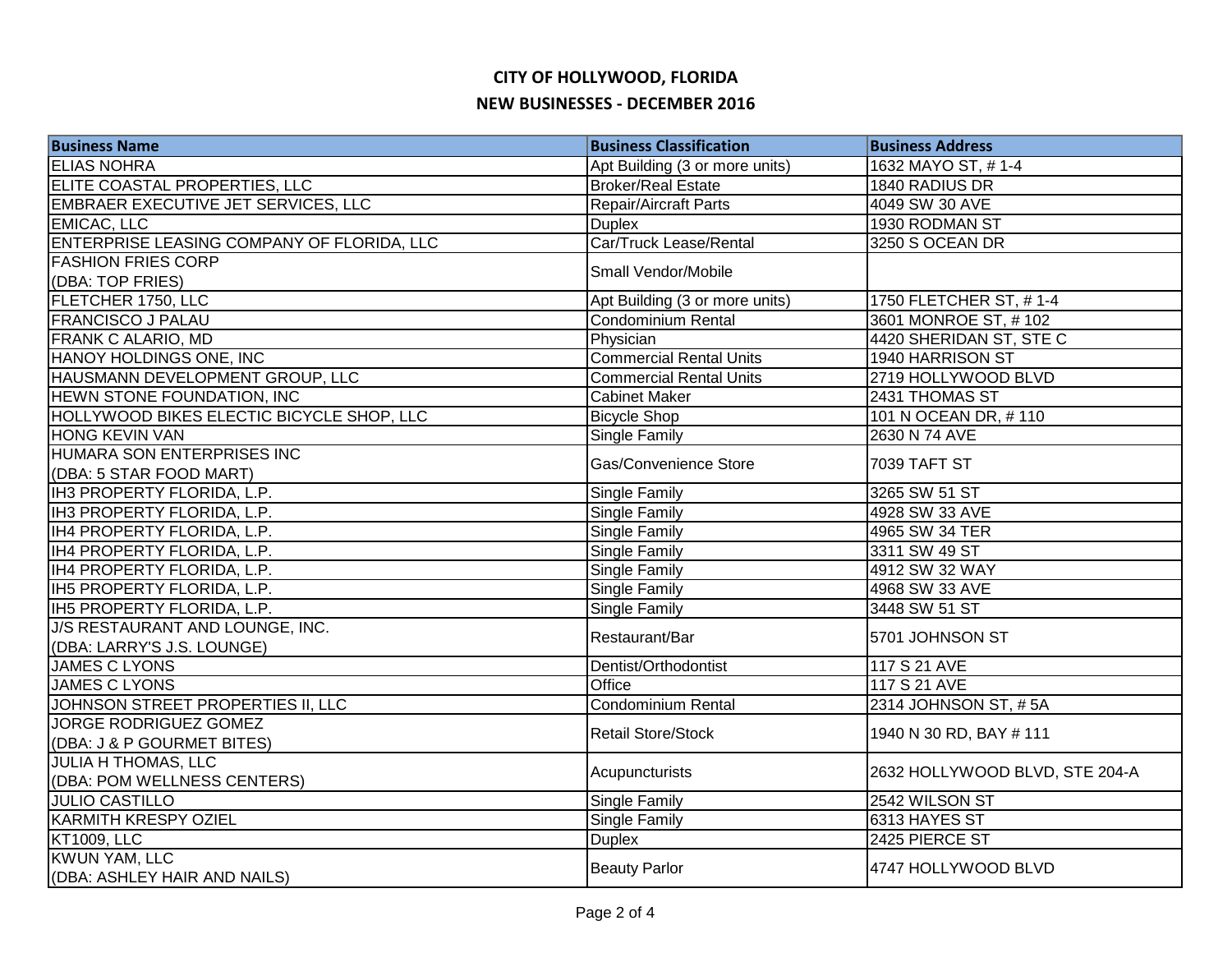# CITY OF HOLLYWOOD, FLORIDA

## NEW BUSINESSES - DECEMBER 2016

| Business Name | Business Classification | Business Address |
|---|---|---|
| ELIAS NOHRA | Apt Building (3 or more units) | 1632 MAYO ST, # 1-4 |
| ELITE COASTAL PROPERTIES, LLC | Broker/Real Estate | 1840 RADIUS DR |
| EMBRAER EXECUTIVE JET SERVICES, LLC | Repair/Aircraft Parts | 4049 SW 30 AVE |
| EMICAC, LLC | Duplex | 1930 RODMAN ST |
| ENTERPRISE LEASING COMPANY OF FLORIDA, LLC | Car/Truck Lease/Rental | 3250 S OCEAN DR |
| FASHION FRIES CORP (DBA: TOP FRIES) | Small Vendor/Mobile | |
| FLETCHER 1750, LLC | Apt Building (3 or more units) | 1750 FLETCHER ST, # 1-4 |
| FRANCISCO J PALAU | Condominium Rental | 3601 MONROE ST, # 102 |
| FRANK C ALARIO, MD | Physician | 4420 SHERIDAN ST, STE C |
| HANOY HOLDINGS ONE, INC | Commercial Rental Units | 1940 HARRISON ST |
| HAUSMANN DEVELOPMENT GROUP, LLC | Commercial Rental Units | 2719 HOLLYWOOD BLVD |
| HEWN STONE FOUNDATION, INC | Cabinet Maker | 2431 THOMAS ST |
| HOLLYWOOD BIKES ELECTIC BICYCLE SHOP, LLC | Bicycle Shop | 101 N OCEAN DR, # 110 |
| HONG KEVIN VAN | Single Family | 2630 N 74 AVE |
| HUMARA SON ENTERPRISES INC (DBA: 5 STAR FOOD MART) | Gas/Convenience Store | 7039 TAFT ST |
| IH3 PROPERTY FLORIDA, L.P. | Single Family | 3265 SW 51 ST |
| IH3 PROPERTY FLORIDA, L.P. | Single Family | 4928 SW 33 AVE |
| IH4 PROPERTY FLORIDA, L.P. | Single Family | 4965 SW 34 TER |
| IH4 PROPERTY FLORIDA, L.P. | Single Family | 3311 SW 49 ST |
| IH4 PROPERTY FLORIDA, L.P. | Single Family | 4912 SW 32 WAY |
| IH5 PROPERTY FLORIDA, L.P. | Single Family | 4968 SW 33 AVE |
| IH5 PROPERTY FLORIDA, L.P. | Single Family | 3448 SW 51 ST |
| J/S RESTAURANT AND LOUNGE, INC. (DBA: LARRY'S J.S. LOUNGE) | Restaurant/Bar | 5701 JOHNSON ST |
| JAMES C LYONS | Dentist/Orthodontist | 117 S 21 AVE |
| JAMES C LYONS | Office | 117 S 21 AVE |
| JOHNSON STREET PROPERTIES II, LLC | Condominium Rental | 2314 JOHNSON ST, # 5A |
| JORGE RODRIGUEZ GOMEZ (DBA: J & P GOURMET BITES) | Retail Store/Stock | 1940 N 30 RD, BAY # 111 |
| JULIA H THOMAS, LLC (DBA: POM WELLNESS CENTERS) | Acupuncturists | 2632 HOLLYWOOD BLVD, STE 204-A |
| JULIO CASTILLO | Single Family | 2542 WILSON ST |
| KARMITH KRESPY OZIEL | Single Family | 6313 HAYES ST |
| KT1009, LLC | Duplex | 2425 PIERCE ST |
| KWUN YAM, LLC (DBA: ASHLEY HAIR AND NAILS) | Beauty Parlor | 4747 HOLLYWOOD BLVD |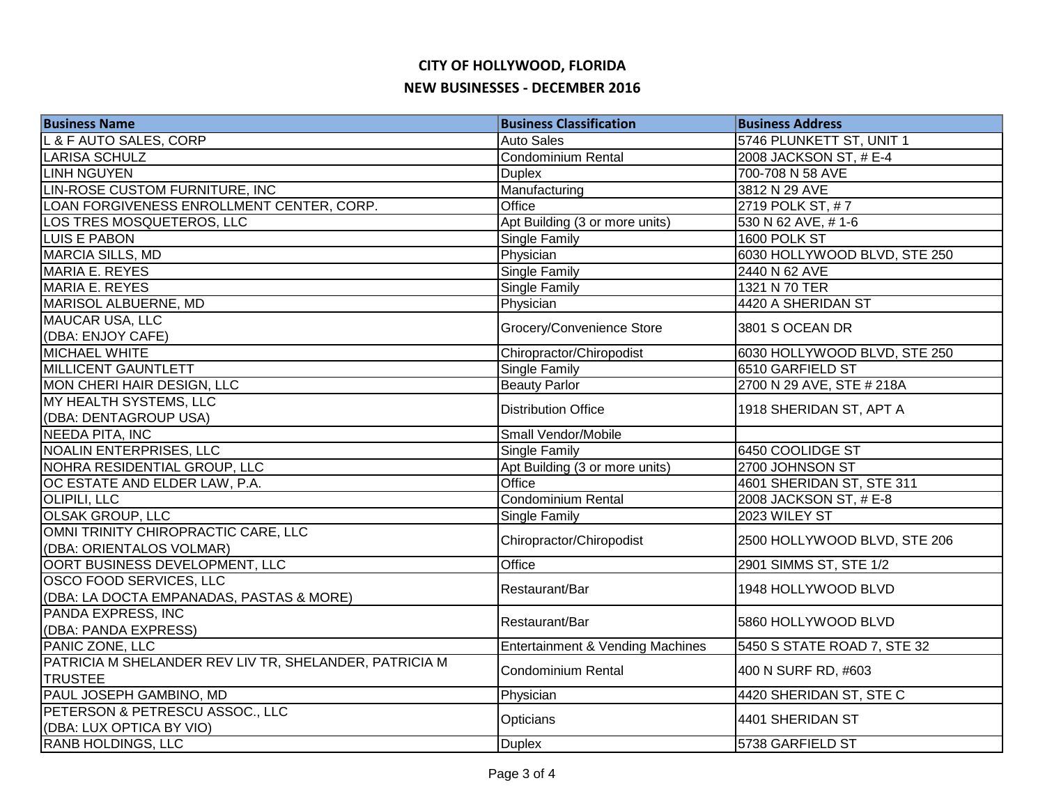# CITY OF HOLLYWOOD, FLORIDA

## NEW BUSINESSES - DECEMBER 2016

| Business Name | Business Classification | Business Address |
|---|---|---|
| L & F AUTO SALES, CORP | Auto Sales | 5746 PLUNKETT ST, UNIT 1 |
| LARISA SCHULZ | Condominium Rental | 2008 JACKSON ST, # E-4 |
| LINH NGUYEN | Duplex | 700-708 N 58 AVE |
| LIN-ROSE CUSTOM FURNITURE, INC | Manufacturing | 3812 N 29 AVE |
| LOAN FORGIVENESS ENROLLMENT CENTER, CORP. | Office | 2719 POLK ST, # 7 |
| LOS TRES MOSQUETEROS, LLC | Apt Building (3 or more units) | 530 N 62 AVE, # 1-6 |
| LUIS E PABON | Single Family | 1600 POLK ST |
| MARCIA SILLS, MD | Physician | 6030 HOLLYWOOD BLVD, STE 250 |
| MARIA E. REYES | Single Family | 2440 N 62 AVE |
| MARIA E. REYES | Single Family | 1321 N 70 TER |
| MARISOL ALBUERNE, MD | Physician | 4420 A SHERIDAN ST |
| MAUCAR USA, LLC (DBA: ENJOY CAFE) | Grocery/Convenience Store | 3801 S OCEAN DR |
| MICHAEL WHITE | Chiropractor/Chiropodist | 6030 HOLLYWOOD BLVD, STE 250 |
| MILLICENT GAUNTLETT | Single Family | 6510 GARFIELD ST |
| MON CHERI HAIR DESIGN, LLC | Beauty Parlor | 2700 N 29 AVE, STE # 218A |
| MY HEALTH SYSTEMS, LLC (DBA: DENTAGROUP USA) | Distribution Office | 1918 SHERIDAN ST, APT A |
| NEEDA PITA, INC | Small Vendor/Mobile | |
| NOALIN ENTERPRISES, LLC | Single Family | 6450 COOLIDGE ST |
| NOHRA RESIDENTIAL GROUP, LLC | Apt Building (3 or more units) | 2700 JOHNSON ST |
| OC ESTATE AND ELDER LAW, P.A. | Office | 4601 SHERIDAN ST, STE 311 |
| OLIPILI, LLC | Condominium Rental | 2008 JACKSON ST, # E-8 |
| OLSAK GROUP, LLC | Single Family | 2023 WILEY ST |
| OMNI TRINITY CHIROPRACTIC CARE, LLC (DBA: ORIENTALOS VOLMAR) | Chiropractor/Chiropodist | 2500 HOLLYWOOD BLVD, STE 206 |
| OORT BUSINESS DEVELOPMENT, LLC | Office | 2901 SIMMS ST, STE 1/2 |
| OSCO FOOD SERVICES, LLC (DBA: LA DOCTA EMPANADAS, PASTAS & MORE) | Restaurant/Bar | 1948 HOLLYWOOD BLVD |
| PANDA EXPRESS, INC (DBA: PANDA EXPRESS) | Restaurant/Bar | 5860 HOLLYWOOD BLVD |
| PANIC ZONE, LLC | Entertainment & Vending Machines | 5450 S STATE ROAD 7, STE 32 |
| PATRICIA M SHELANDER REV LIV TR, SHELANDER, PATRICIA M TRUSTEE | Condominium Rental | 400 N SURF RD, #603 |
| PAUL JOSEPH GAMBINO, MD | Physician | 4420 SHERIDAN ST, STE C |
| PETERSON & PETRESCU ASSOC., LLC (DBA: LUX OPTICA BY VIO) | Opticians | 4401 SHERIDAN ST |
| RANB HOLDINGS, LLC | Duplex | 5738 GARFIELD ST |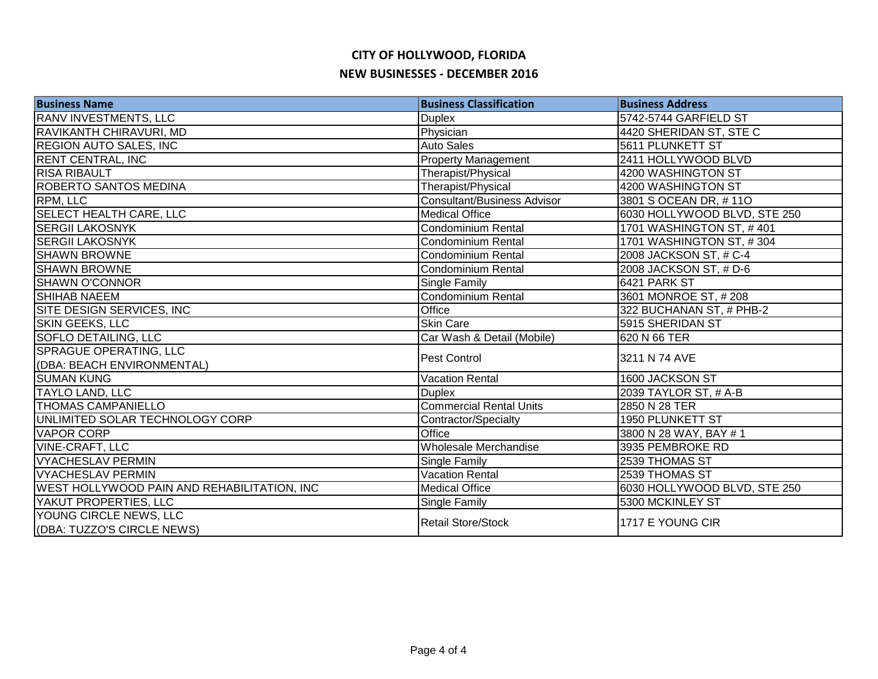# CITY OF HOLLYWOOD, FLORIDA

## NEW BUSINESSES - DECEMBER 2016

| Business Name | Business Classification | Business Address |
|---|---|---|
| RANV INVESTMENTS, LLC | Duplex | 5742-5744 GARFIELD ST |
| RAVIKANTH CHIRAVURI, MD | Physician | 4420 SHERIDAN ST, STE C |
| REGION AUTO SALES, INC | Auto Sales | 5611 PLUNKETT ST |
| RENT CENTRAL, INC | Property Management | 2411 HOLLYWOOD BLVD |
| RISA RIBAULT | Therapist/Physical | 4200 WASHINGTON ST |
| ROBERTO SANTOS MEDINA | Therapist/Physical | 4200 WASHINGTON ST |
| RPM, LLC | Consultant/Business Advisor | 3801 S OCEAN DR, # 11O |
| SELECT HEALTH CARE, LLC | Medical Office | 6030 HOLLYWOOD BLVD, STE 250 |
| SERGII LAKOSNYK | Condominium Rental | 1701 WASHINGTON ST, # 401 |
| SERGII LAKOSNYK | Condominium Rental | 1701 WASHINGTON ST, # 304 |
| SHAWN BROWNE | Condominium Rental | 2008 JACKSON ST, # C-4 |
| SHAWN BROWNE | Condominium Rental | 2008 JACKSON ST, # D-6 |
| SHAWN O'CONNOR | Single Family | 6421 PARK ST |
| SHIHAB NAEEM | Condominium Rental | 3601 MONROE ST, # 208 |
| SITE DESIGN SERVICES, INC | Office | 322 BUCHANAN ST, # PHB-2 |
| SKIN GEEKS, LLC | Skin Care | 5915 SHERIDAN ST |
| SOFLO DETAILING, LLC | Car Wash & Detail (Mobile) | 620 N 66 TER |
| SPRAGUE OPERATING, LLC (DBA: BEACH ENVIRONMENTAL) | Pest Control | 3211 N 74 AVE |
| SUMAN KUNG | Vacation Rental | 1600 JACKSON ST |
| TAYLO LAND, LLC | Duplex | 2039 TAYLOR ST, # A-B |
| THOMAS CAMPANIELLO | Commercial Rental Units | 2850 N 28 TER |
| UNLIMITED SOLAR TECHNOLOGY CORP | Contractor/Specialty | 1950 PLUNKETT ST |
| VAPOR CORP | Office | 3800 N 28 WAY, BAY # 1 |
| VINE-CRAFT, LLC | Wholesale Merchandise | 3935 PEMBROKE RD |
| VYACHESLAV PERMIN | Single Family | 2539 THOMAS ST |
| VYACHESLAV PERMIN | Vacation Rental | 2539 THOMAS ST |
| WEST HOLLYWOOD PAIN AND REHABILITATION, INC | Medical Office | 6030 HOLLYWOOD BLVD, STE 250 |
| YAKUT PROPERTIES, LLC | Single Family | 5300 MCKINLEY ST |
| YOUNG CIRCLE NEWS, LLC (DBA: TUZZO'S CIRCLE NEWS) | Retail Store/Stock | 1717 E YOUNG CIR |